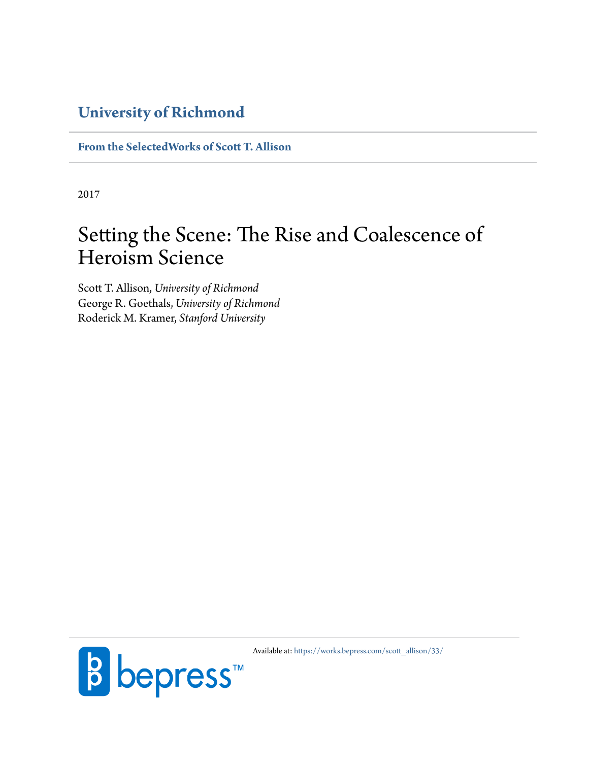**University of Richmond**

**From the SelectedWorks of Scott T. Allison**

2017

# Setting the Scene: The Rise and Coalescence of Heroism Science

Scott T. Allison, *University of Richmond*
George R. Goethals, *University of Richmond*
Roderick M. Kramer, *Stanford University*

Available at: https://works.bepress.com/scott_allison/33/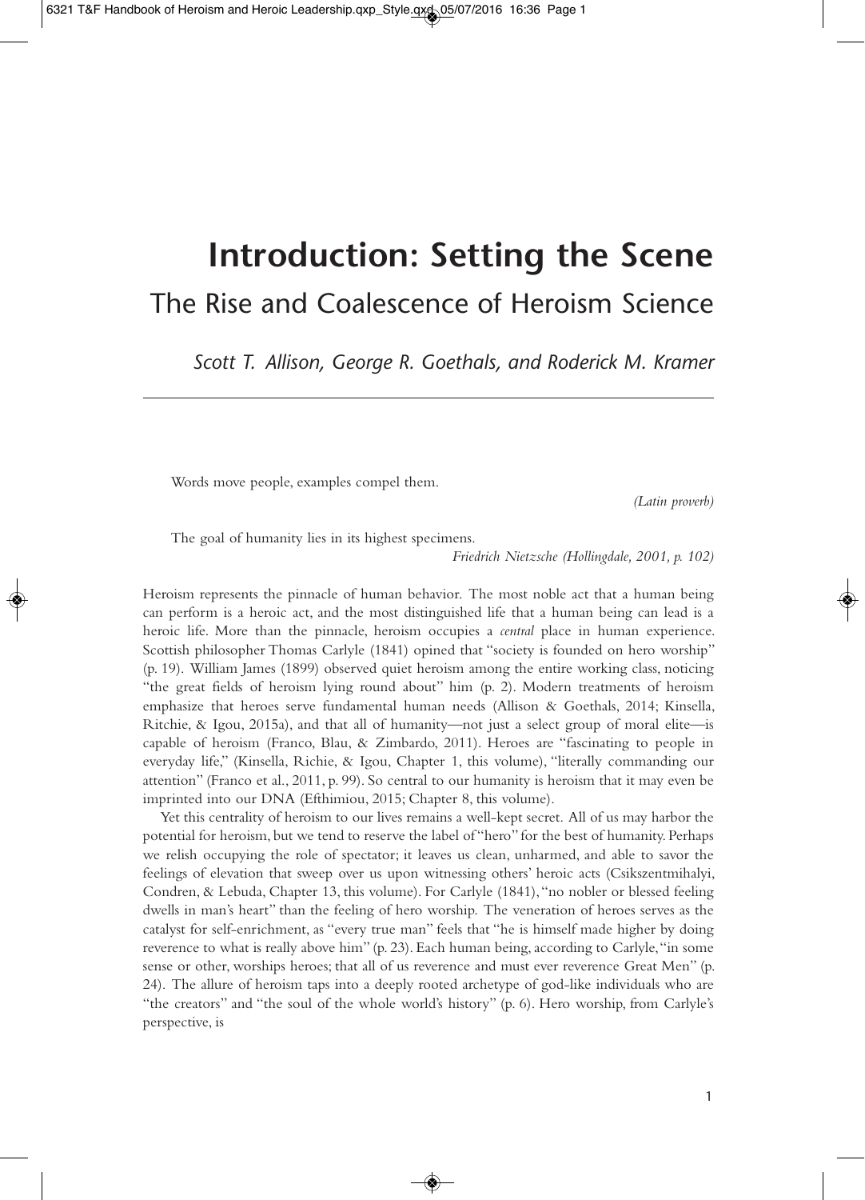# Introduction: Setting the Scene

## The Rise and Coalescence of Heroism Science

*Scott T. Allison, George R. Goethals, and Roderick M. Kramer*

---

> Words move people, examples compel them.
>
> *(Latin proverb)*

> The goal of humanity lies in its highest specimens.
>
> *Friedrich Nietzsche (Hollingdale, 2001, p. 102)*

Heroism represents the pinnacle of human behavior. The most noble act that a human being can perform is a heroic act, and the most distinguished life that a human being can lead is a heroic life. More than the pinnacle, heroism occupies a *central* place in human experience. Scottish philosopher Thomas Carlyle (1841) opined that "society is founded on hero worship" (p. 19). William James (1899) observed quiet heroism among the entire working class, noticing "the great fields of heroism lying round about" him (p. 2). Modern treatments of heroism emphasize that heroes serve fundamental human needs (Allison & Goethals, 2014; Kinsella, Ritchie, & Igou, 2015a), and that all of humanity—not just a select group of moral elite—is capable of heroism (Franco, Blau, & Zimbardo, 2011). Heroes are "fascinating to people in everyday life," (Kinsella, Richie, & Igou, Chapter 1, this volume), "literally commanding our attention" (Franco et al., 2011, p. 99). So central to our humanity is heroism that it may even be imprinted into our DNA (Efthimiou, 2015; Chapter 8, this volume).

Yet this centrality of heroism to our lives remains a well-kept secret. All of us may harbor the potential for heroism, but we tend to reserve the label of "hero" for the best of humanity. Perhaps we relish occupying the role of spectator; it leaves us clean, unharmed, and able to savor the feelings of elevation that sweep over us upon witnessing others' heroic acts (Csikszentmihalyi, Condren, & Lebuda, Chapter 13, this volume). For Carlyle (1841), "no nobler or blessed feeling dwells in man's heart" than the feeling of hero worship. The veneration of heroes serves as the catalyst for self-enrichment, as "every true man" feels that "he is himself made higher by doing reverence to what is really above him" (p. 23). Each human being, according to Carlyle, "in some sense or other, worships heroes; that all of us reverence and must ever reverence Great Men" (p. 24). The allure of heroism taps into a deeply rooted archetype of god-like individuals who are "the creators" and "the soul of the whole world's history" (p. 6). Hero worship, from Carlyle's perspective, is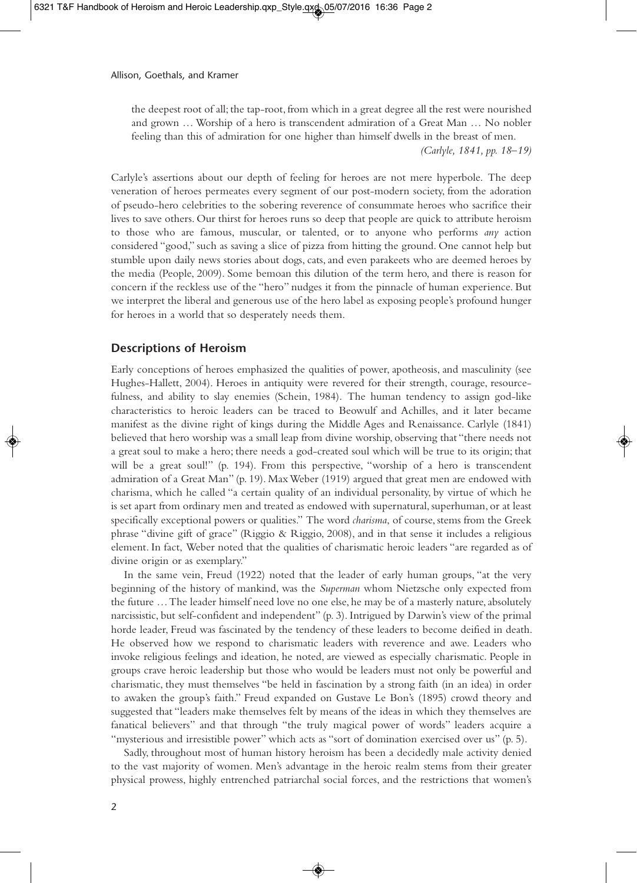> the deepest root of all; the tap-root, from which in a great degree all the rest were nourished and grown … Worship of a hero is transcendent admiration of a Great Man … No nobler feeling than this of admiration for one higher than himself dwells in the breast of men.
>
> *(Carlyle, 1841, pp. 18–19)*

Carlyle's assertions about our depth of feeling for heroes are not mere hyperbole. The deep veneration of heroes permeates every segment of our post-modern society, from the adoration of pseudo-hero celebrities to the sobering reverence of consummate heroes who sacrifice their lives to save others. Our thirst for heroes runs so deep that people are quick to attribute heroism to those who are famous, muscular, or talented, or to anyone who performs *any* action considered "good," such as saving a slice of pizza from hitting the ground. One cannot help but stumble upon daily news stories about dogs, cats, and even parakeets who are deemed heroes by the media (People, 2009). Some bemoan this dilution of the term hero, and there is reason for concern if the reckless use of the "hero" nudges it from the pinnacle of human experience. But we interpret the liberal and generous use of the hero label as exposing people's profound hunger for heroes in a world that so desperately needs them.

## Descriptions of Heroism

Early conceptions of heroes emphasized the qualities of power, apotheosis, and masculinity (see Hughes-Hallett, 2004). Heroes in antiquity were revered for their strength, courage, resourcefulness, and ability to slay enemies (Schein, 1984). The human tendency to assign god-like characteristics to heroic leaders can be traced to Beowulf and Achilles, and it later became manifest as the divine right of kings during the Middle Ages and Renaissance. Carlyle (1841) believed that hero worship was a small leap from divine worship, observing that "there needs not a great soul to make a hero; there needs a god-created soul which will be true to its origin; that will be a great soul!" (p. 194). From this perspective, "worship of a hero is transcendent admiration of a Great Man" (p. 19). Max Weber (1919) argued that great men are endowed with charisma, which he called "a certain quality of an individual personality, by virtue of which he is set apart from ordinary men and treated as endowed with supernatural, superhuman, or at least specifically exceptional powers or qualities." The word *charisma*, of course, stems from the Greek phrase "divine gift of grace" (Riggio & Riggio, 2008), and in that sense it includes a religious element. In fact, Weber noted that the qualities of charismatic heroic leaders "are regarded as of divine origin or as exemplary."

In the same vein, Freud (1922) noted that the leader of early human groups, "at the very beginning of the history of mankind, was the *Superman* whom Nietzsche only expected from the future … The leader himself need love no one else, he may be of a masterly nature, absolutely narcissistic, but self-confident and independent" (p. 3). Intrigued by Darwin's view of the primal horde leader, Freud was fascinated by the tendency of these leaders to become deified in death. He observed how we respond to charismatic leaders with reverence and awe. Leaders who invoke religious feelings and ideation, he noted, are viewed as especially charismatic. People in groups crave heroic leadership but those who would be leaders must not only be powerful and charismatic, they must themselves "be held in fascination by a strong faith (in an idea) in order to awaken the group's faith." Freud expanded on Gustave Le Bon's (1895) crowd theory and suggested that "leaders make themselves felt by means of the ideas in which they themselves are fanatical believers" and that through "the truly magical power of words" leaders acquire a "mysterious and irresistible power" which acts as "sort of domination exercised over us" (p. 5).

Sadly, throughout most of human history heroism has been a decidedly male activity denied to the vast majority of women. Men's advantage in the heroic realm stems from their greater physical prowess, highly entrenched patriarchal social forces, and the restrictions that women's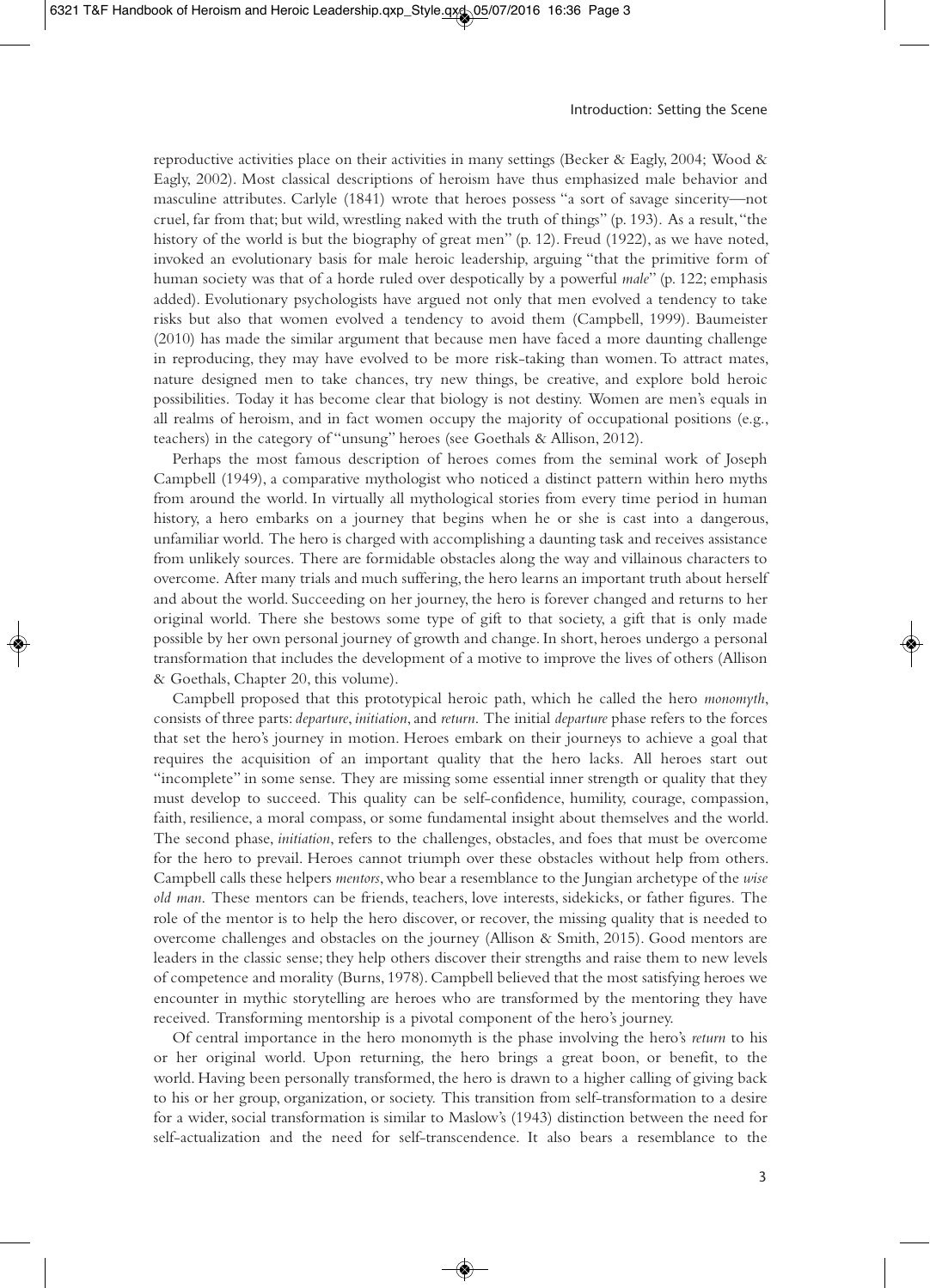reproductive activities place on their activities in many settings (Becker & Eagly, 2004; Wood & Eagly, 2002). Most classical descriptions of heroism have thus emphasized male behavior and masculine attributes. Carlyle (1841) wrote that heroes possess "a sort of savage sincerity—not cruel, far from that; but wild, wrestling naked with the truth of things" (p. 193). As a result, "the history of the world is but the biography of great men" (p. 12). Freud (1922), as we have noted, invoked an evolutionary basis for male heroic leadership, arguing "that the primitive form of human society was that of a horde ruled over despotically by a powerful *male*" (p. 122; emphasis added). Evolutionary psychologists have argued not only that men evolved a tendency to take risks but also that women evolved a tendency to avoid them (Campbell, 1999). Baumeister (2010) has made the similar argument that because men have faced a more daunting challenge in reproducing, they may have evolved to be more risk-taking than women. To attract mates, nature designed men to take chances, try new things, be creative, and explore bold heroic possibilities. Today it has become clear that biology is not destiny. Women are men's equals in all realms of heroism, and in fact women occupy the majority of occupational positions (e.g., teachers) in the category of "unsung" heroes (see Goethals & Allison, 2012).

Perhaps the most famous description of heroes comes from the seminal work of Joseph Campbell (1949), a comparative mythologist who noticed a distinct pattern within hero myths from around the world. In virtually all mythological stories from every time period in human history, a hero embarks on a journey that begins when he or she is cast into a dangerous, unfamiliar world. The hero is charged with accomplishing a daunting task and receives assistance from unlikely sources. There are formidable obstacles along the way and villainous characters to overcome. After many trials and much suffering, the hero learns an important truth about herself and about the world. Succeeding on her journey, the hero is forever changed and returns to her original world. There she bestows some type of gift to that society, a gift that is only made possible by her own personal journey of growth and change. In short, heroes undergo a personal transformation that includes the development of a motive to improve the lives of others (Allison & Goethals, Chapter 20, this volume).

Campbell proposed that this prototypical heroic path, which he called the hero *monomyth*, consists of three parts: *departure*, *initiation*, and *return*. The initial *departure* phase refers to the forces that set the hero's journey in motion. Heroes embark on their journeys to achieve a goal that requires the acquisition of an important quality that the hero lacks. All heroes start out "incomplete" in some sense. They are missing some essential inner strength or quality that they must develop to succeed. This quality can be self-confidence, humility, courage, compassion, faith, resilience, a moral compass, or some fundamental insight about themselves and the world. The second phase, *initiation*, refers to the challenges, obstacles, and foes that must be overcome for the hero to prevail. Heroes cannot triumph over these obstacles without help from others. Campbell calls these helpers *mentors*, who bear a resemblance to the Jungian archetype of the *wise old man*. These mentors can be friends, teachers, love interests, sidekicks, or father figures. The role of the mentor is to help the hero discover, or recover, the missing quality that is needed to overcome challenges and obstacles on the journey (Allison & Smith, 2015). Good mentors are leaders in the classic sense; they help others discover their strengths and raise them to new levels of competence and morality (Burns, 1978). Campbell believed that the most satisfying heroes we encounter in mythic storytelling are heroes who are transformed by the mentoring they have received. Transforming mentorship is a pivotal component of the hero's journey.

Of central importance in the hero monomyth is the phase involving the hero's *return* to his or her original world. Upon returning, the hero brings a great boon, or benefit, to the world. Having been personally transformed, the hero is drawn to a higher calling of giving back to his or her group, organization, or society. This transition from self-transformation to a desire for a wider, social transformation is similar to Maslow's (1943) distinction between the need for self-actualization and the need for self-transcendence. It also bears a resemblance to the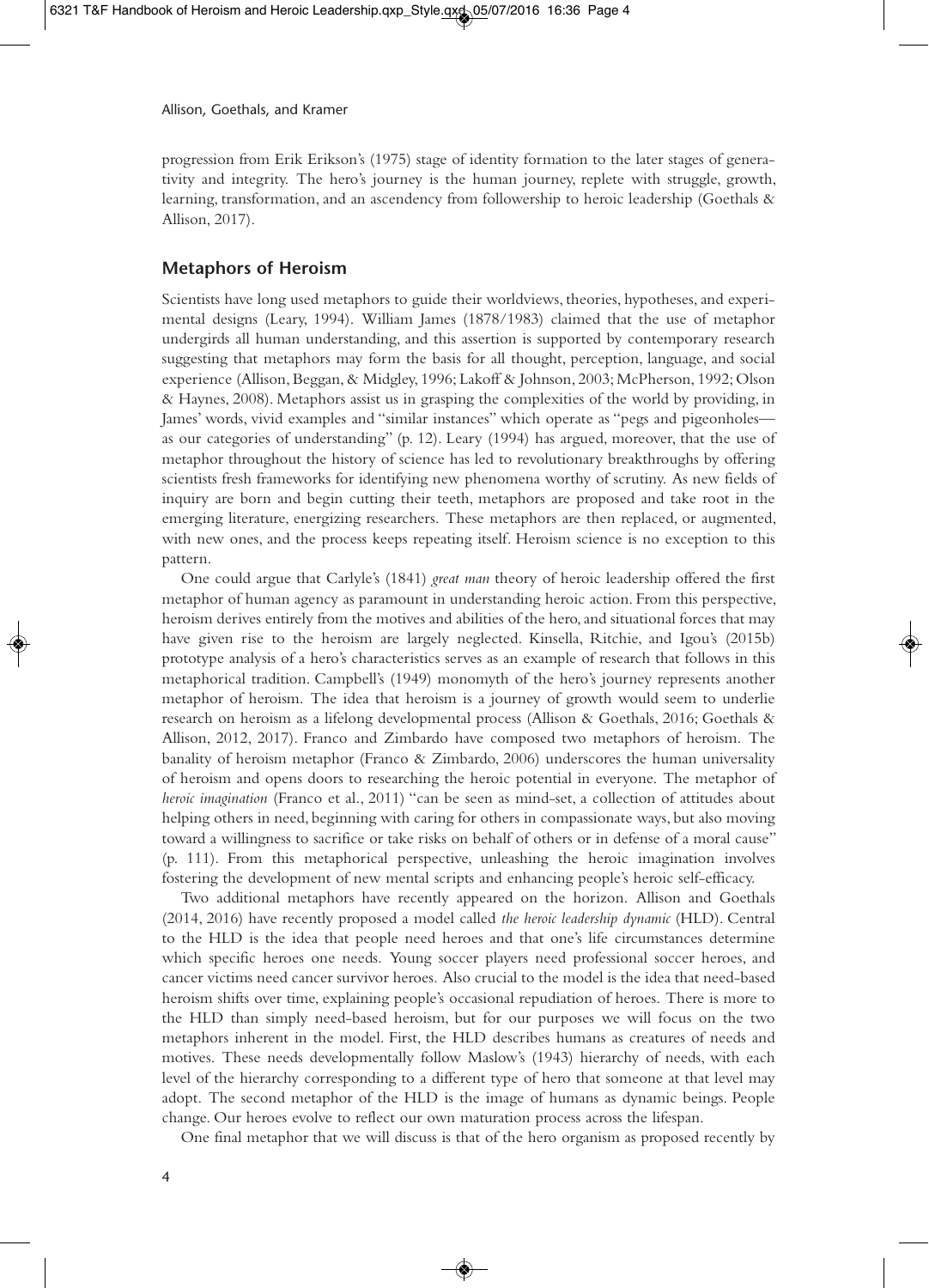progression from Erik Erikson's (1975) stage of identity formation to the later stages of generativity and integrity. The hero's journey is the human journey, replete with struggle, growth, learning, transformation, and an ascendency from followership to heroic leadership (Goethals & Allison, 2017).

## Metaphors of Heroism

Scientists have long used metaphors to guide their worldviews, theories, hypotheses, and experimental designs (Leary, 1994). William James (1878/1983) claimed that the use of metaphor undergirds all human understanding, and this assertion is supported by contemporary research suggesting that metaphors may form the basis for all thought, perception, language, and social experience (Allison, Beggan, & Midgley, 1996; Lakoff & Johnson, 2003; McPherson, 1992; Olson & Haynes, 2008). Metaphors assist us in grasping the complexities of the world by providing, in James' words, vivid examples and "similar instances" which operate as "pegs and pigeonholes—as our categories of understanding" (p. 12). Leary (1994) has argued, moreover, that the use of metaphor throughout the history of science has led to revolutionary breakthroughs by offering scientists fresh frameworks for identifying new phenomena worthy of scrutiny. As new fields of inquiry are born and begin cutting their teeth, metaphors are proposed and take root in the emerging literature, energizing researchers. These metaphors are then replaced, or augmented, with new ones, and the process keeps repeating itself. Heroism science is no exception to this pattern.

One could argue that Carlyle's (1841) *great man* theory of heroic leadership offered the first metaphor of human agency as paramount in understanding heroic action. From this perspective, heroism derives entirely from the motives and abilities of the hero, and situational forces that may have given rise to the heroism are largely neglected. Kinsella, Ritchie, and Igou's (2015b) prototype analysis of a hero's characteristics serves as an example of research that follows in this metaphorical tradition. Campbell's (1949) monomyth of the hero's journey represents another metaphor of heroism. The idea that heroism is a journey of growth would seem to underlie research on heroism as a lifelong developmental process (Allison & Goethals, 2016; Goethals & Allison, 2012, 2017). Franco and Zimbardo have composed two metaphors of heroism. The banality of heroism metaphor (Franco & Zimbardo, 2006) underscores the human universality of heroism and opens doors to researching the heroic potential in everyone. The metaphor of *heroic imagination* (Franco et al., 2011) "can be seen as mind-set, a collection of attitudes about helping others in need, beginning with caring for others in compassionate ways, but also moving toward a willingness to sacrifice or take risks on behalf of others or in defense of a moral cause" (p. 111). From this metaphorical perspective, unleashing the heroic imagination involves fostering the development of new mental scripts and enhancing people's heroic self-efficacy.

Two additional metaphors have recently appeared on the horizon. Allison and Goethals (2014, 2016) have recently proposed a model called *the heroic leadership dynamic* (HLD). Central to the HLD is the idea that people need heroes and that one's life circumstances determine which specific heroes one needs. Young soccer players need professional soccer heroes, and cancer victims need cancer survivor heroes. Also crucial to the model is the idea that need-based heroism shifts over time, explaining people's occasional repudiation of heroes. There is more to the HLD than simply need-based heroism, but for our purposes we will focus on the two metaphors inherent in the model. First, the HLD describes humans as creatures of needs and motives. These needs developmentally follow Maslow's (1943) hierarchy of needs, with each level of the hierarchy corresponding to a different type of hero that someone at that level may adopt. The second metaphor of the HLD is the image of humans as dynamic beings. People change. Our heroes evolve to reflect our own maturation process across the lifespan.

One final metaphor that we will discuss is that of the hero organism as proposed recently by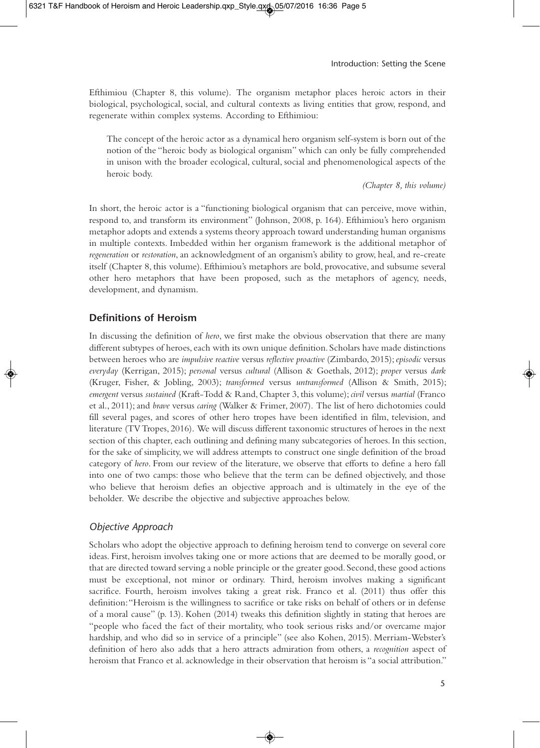Efthimiou (Chapter 8, this volume). The organism metaphor places heroic actors in their biological, psychological, social, and cultural contexts as living entities that grow, respond, and regenerate within complex systems. According to Efthimiou:

> The concept of the heroic actor as a dynamical hero organism self-system is born out of the notion of the "heroic body as biological organism" which can only be fully comprehended in unison with the broader ecological, cultural, social and phenomenological aspects of the heroic body.
>
> *(Chapter 8, this volume)*

In short, the heroic actor is a "functioning biological organism that can perceive, move within, respond to, and transform its environment" (Johnson, 2008, p. 164). Efthimiou's hero organism metaphor adopts and extends a systems theory approach toward understanding human organisms in multiple contexts. Imbedded within her organism framework is the additional metaphor of *regeneration* or *restoration*, an acknowledgment of an organism's ability to grow, heal, and re-create itself (Chapter 8, this volume). Efthimiou's metaphors are bold, provocative, and subsume several other hero metaphors that have been proposed, such as the metaphors of agency, needs, development, and dynamism.

## Definitions of Heroism

In discussing the definition of *hero*, we first make the obvious observation that there are many different subtypes of heroes, each with its own unique definition. Scholars have made distinctions between heroes who are *impulsive reactive* versus *reflective proactive* (Zimbardo, 2015); *episodic* versus *everyday* (Kerrigan, 2015); *personal* versus *cultural* (Allison & Goethals, 2012); *proper* versus *dark* (Kruger, Fisher, & Jobling, 2003); *transformed* versus *untransformed* (Allison & Smith, 2015); *emergent* versus *sustained* (Kraft-Todd & Rand, Chapter 3, this volume); *civil* versus *martial* (Franco et al., 2011); and *brave* versus *caring* (Walker & Frimer, 2007). The list of hero dichotomies could fill several pages, and scores of other hero tropes have been identified in film, television, and literature (TV Tropes, 2016). We will discuss different taxonomic structures of heroes in the next section of this chapter, each outlining and defining many subcategories of heroes. In this section, for the sake of simplicity, we will address attempts to construct one single definition of the broad category of *hero*. From our review of the literature, we observe that efforts to define a hero fall into one of two camps: those who believe that the term can be defined objectively, and those who believe that heroism defies an objective approach and is ultimately in the eye of the beholder. We describe the objective and subjective approaches below.

### *Objective Approach*

Scholars who adopt the objective approach to defining heroism tend to converge on several core ideas. First, heroism involves taking one or more actions that are deemed to be morally good, or that are directed toward serving a noble principle or the greater good. Second, these good actions must be exceptional, not minor or ordinary. Third, heroism involves making a significant sacrifice. Fourth, heroism involves taking a great risk. Franco et al. (2011) thus offer this definition: "Heroism is the willingness to sacrifice or take risks on behalf of others or in defense of a moral cause" (p. 13). Kohen (2014) tweaks this definition slightly in stating that heroes are "people who faced the fact of their mortality, who took serious risks and/or overcame major hardship, and who did so in service of a principle" (see also Kohen, 2015). Merriam-Webster's definition of hero also adds that a hero attracts admiration from others, a *recognition* aspect of heroism that Franco et al. acknowledge in their observation that heroism is "a social attribution."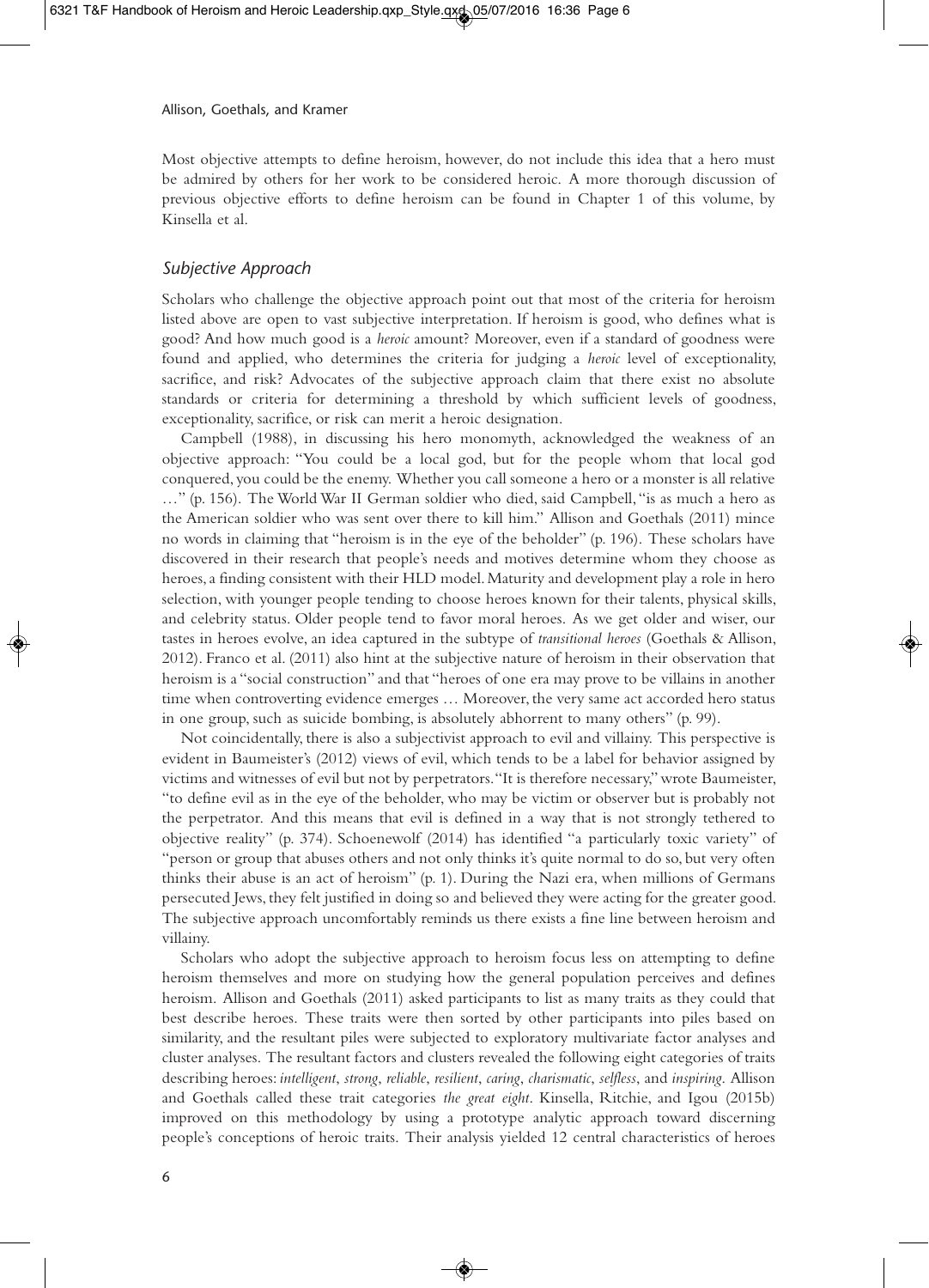Most objective attempts to define heroism, however, do not include this idea that a hero must be admired by others for her work to be considered heroic. A more thorough discussion of previous objective efforts to define heroism can be found in Chapter 1 of this volume, by Kinsella et al.

### *Subjective Approach*

Scholars who challenge the objective approach point out that most of the criteria for heroism listed above are open to vast subjective interpretation. If heroism is good, who defines what is good? And how much good is a *heroic* amount? Moreover, even if a standard of goodness were found and applied, who determines the criteria for judging a *heroic* level of exceptionality, sacrifice, and risk? Advocates of the subjective approach claim that there exist no absolute standards or criteria for determining a threshold by which sufficient levels of goodness, exceptionality, sacrifice, or risk can merit a heroic designation.

Campbell (1988), in discussing his hero monomyth, acknowledged the weakness of an objective approach: "You could be a local god, but for the people whom that local god conquered, you could be the enemy. Whether you call someone a hero or a monster is all relative …" (p. 156). The World War II German soldier who died, said Campbell, "is as much a hero as the American soldier who was sent over there to kill him." Allison and Goethals (2011) mince no words in claiming that "heroism is in the eye of the beholder" (p. 196). These scholars have discovered in their research that people's needs and motives determine whom they choose as heroes, a finding consistent with their HLD model. Maturity and development play a role in hero selection, with younger people tending to choose heroes known for their talents, physical skills, and celebrity status. Older people tend to favor moral heroes. As we get older and wiser, our tastes in heroes evolve, an idea captured in the subtype of *transitional heroes* (Goethals & Allison, 2012). Franco et al. (2011) also hint at the subjective nature of heroism in their observation that heroism is a "social construction" and that "heroes of one era may prove to be villains in another time when controverting evidence emerges … Moreover, the very same act accorded hero status in one group, such as suicide bombing, is absolutely abhorrent to many others" (p. 99).

Not coincidentally, there is also a subjectivist approach to evil and villainy. This perspective is evident in Baumeister's (2012) views of evil, which tends to be a label for behavior assigned by victims and witnesses of evil but not by perpetrators. "It is therefore necessary," wrote Baumeister, "to define evil as in the eye of the beholder, who may be victim or observer but is probably not the perpetrator. And this means that evil is defined in a way that is not strongly tethered to objective reality" (p. 374). Schoenewolf (2014) has identified "a particularly toxic variety" of "person or group that abuses others and not only thinks it's quite normal to do so, but very often thinks their abuse is an act of heroism" (p. 1). During the Nazi era, when millions of Germans persecuted Jews, they felt justified in doing so and believed they were acting for the greater good. The subjective approach uncomfortably reminds us there exists a fine line between heroism and villainy.

Scholars who adopt the subjective approach to heroism focus less on attempting to define heroism themselves and more on studying how the general population perceives and defines heroism. Allison and Goethals (2011) asked participants to list as many traits as they could that best describe heroes. These traits were then sorted by other participants into piles based on similarity, and the resultant piles were subjected to exploratory multivariate factor analyses and cluster analyses. The resultant factors and clusters revealed the following eight categories of traits describing heroes: *intelligent*, *strong*, *reliable*, *resilient*, *caring*, *charismatic*, *selfless*, and *inspiring*. Allison and Goethals called these trait categories *the great eight*. Kinsella, Ritchie, and Igou (2015b) improved on this methodology by using a prototype analytic approach toward discerning people's conceptions of heroic traits. Their analysis yielded 12 central characteristics of heroes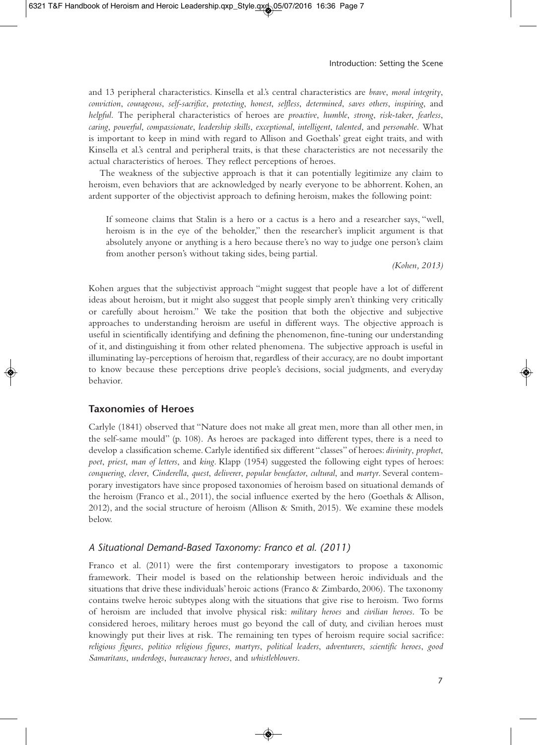and 13 peripheral characteristics. Kinsella et al.'s central characteristics are *brave*, *moral integrity*, *conviction*, *courageous*, *self-sacrifice*, *protecting*, *honest*, *selfless*, *determined*, *saves others*, *inspiring*, and *helpful*. The peripheral characteristics of heroes are *proactive*, *humble*, *strong*, *risk-taker*, *fearless*, *caring*, *powerful*, *compassionate*, *leadership skills*, *exceptional*, *intelligent*, *talented*, and *personable*. What is important to keep in mind with regard to Allison and Goethals' great eight traits, and with Kinsella et al.'s central and peripheral traits, is that these characteristics are not necessarily the actual characteristics of heroes. They reflect perceptions of heroes.

The weakness of the subjective approach is that it can potentially legitimize any claim to heroism, even behaviors that are acknowledged by nearly everyone to be abhorrent. Kohen, an ardent supporter of the objectivist approach to defining heroism, makes the following point:

> If someone claims that Stalin is a hero or a cactus is a hero and a researcher says, "well, heroism is in the eye of the beholder," then the researcher's implicit argument is that absolutely anyone or anything is a hero because there's no way to judge one person's claim from another person's without taking sides, being partial.
>
> *(Kohen, 2013)*

Kohen argues that the subjectivist approach "might suggest that people have a lot of different ideas about heroism, but it might also suggest that people simply aren't thinking very critically or carefully about heroism." We take the position that both the objective and subjective approaches to understanding heroism are useful in different ways. The objective approach is useful in scientifically identifying and defining the phenomenon, fine-tuning our understanding of it, and distinguishing it from other related phenomena. The subjective approach is useful in illuminating lay-perceptions of heroism that, regardless of their accuracy, are no doubt important to know because these perceptions drive people's decisions, social judgments, and everyday behavior.

## Taxonomies of Heroes

Carlyle (1841) observed that "Nature does not make all great men, more than all other men, in the self-same mould" (p. 108). As heroes are packaged into different types, there is a need to develop a classification scheme. Carlyle identified six different "classes" of heroes: *divinity*, *prophet*, *poet*, *priest*, *man of letters*, and *king*. Klapp (1954) suggested the following eight types of heroes: *conquering*, *clever*, *Cinderella*, *quest*, *deliverer*, *popular benefactor*, *cultural*, and *martyr*. Several contemporary investigators have since proposed taxonomies of heroism based on situational demands of the heroism (Franco et al., 2011), the social influence exerted by the hero (Goethals & Allison, 2012), and the social structure of heroism (Allison & Smith, 2015). We examine these models below.

### *A Situational Demand-Based Taxonomy: Franco et al. (2011)*

Franco et al. (2011) were the first contemporary investigators to propose a taxonomic framework. Their model is based on the relationship between heroic individuals and the situations that drive these individuals' heroic actions (Franco & Zimbardo, 2006). The taxonomy contains twelve heroic subtypes along with the situations that give rise to heroism. Two forms of heroism are included that involve physical risk: *military heroes* and *civilian heroes*. To be considered heroes, military heroes must go beyond the call of duty, and civilian heroes must knowingly put their lives at risk. The remaining ten types of heroism require social sacrifice: *religious figures*, *politico religious figures*, *martyrs*, *political leaders*, *adventurers*, *scientific heroes*, *good Samaritans*, *underdogs*, *bureaucracy heroes*, and *whistleblowers*.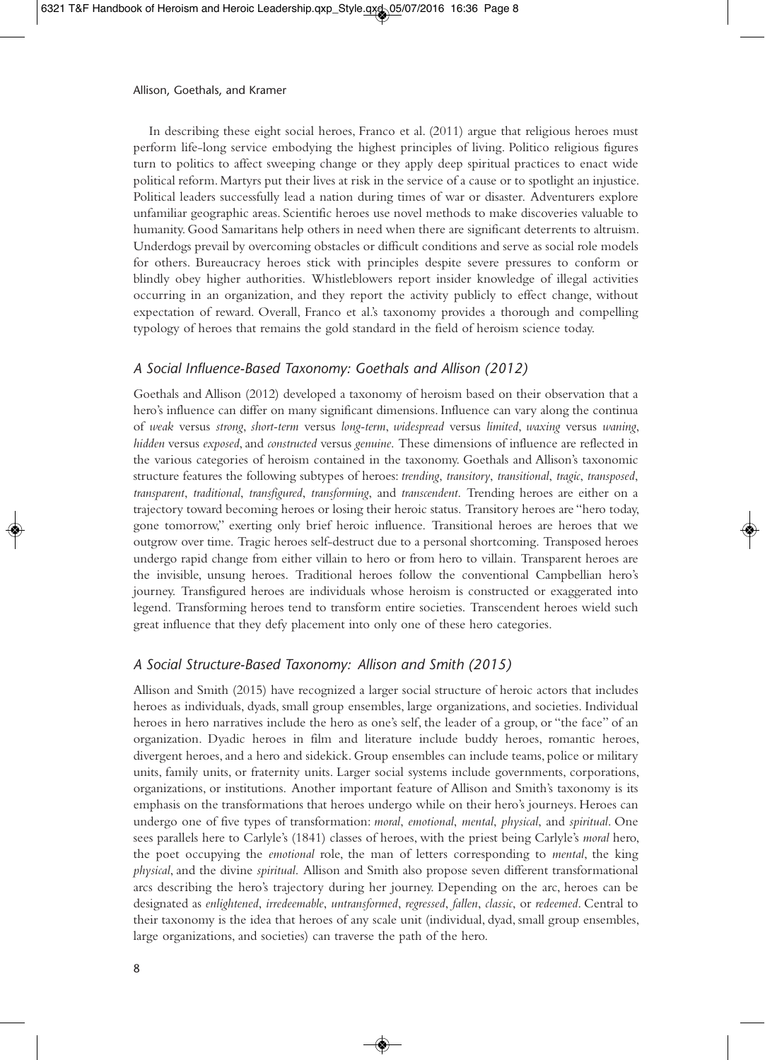In describing these eight social heroes, Franco et al. (2011) argue that religious heroes must perform life-long service embodying the highest principles of living. Politico religious figures turn to politics to affect sweeping change or they apply deep spiritual practices to enact wide political reform. Martyrs put their lives at risk in the service of a cause or to spotlight an injustice. Political leaders successfully lead a nation during times of war or disaster. Adventurers explore unfamiliar geographic areas. Scientific heroes use novel methods to make discoveries valuable to humanity. Good Samaritans help others in need when there are significant deterrents to altruism. Underdogs prevail by overcoming obstacles or difficult conditions and serve as social role models for others. Bureaucracy heroes stick with principles despite severe pressures to conform or blindly obey higher authorities. Whistleblowers report insider knowledge of illegal activities occurring in an organization, and they report the activity publicly to effect change, without expectation of reward. Overall, Franco et al.'s taxonomy provides a thorough and compelling typology of heroes that remains the gold standard in the field of heroism science today.

### *A Social Influence-Based Taxonomy: Goethals and Allison (2012)*

Goethals and Allison (2012) developed a taxonomy of heroism based on their observation that a hero's influence can differ on many significant dimensions. Influence can vary along the continua of *weak* versus *strong*, *short-term* versus *long-term*, *widespread* versus *limited*, *waxing* versus *waning*, *hidden* versus *exposed*, and *constructed* versus *genuine*. These dimensions of influence are reflected in the various categories of heroism contained in the taxonomy. Goethals and Allison's taxonomic structure features the following subtypes of heroes: *trending*, *transitory*, *transitional*, *tragic*, *transposed*, *transparent*, *traditional*, *transfigured*, *transforming*, and *transcendent*. Trending heroes are either on a trajectory toward becoming heroes or losing their heroic status. Transitory heroes are "hero today, gone tomorrow," exerting only brief heroic influence. Transitional heroes are heroes that we outgrow over time. Tragic heroes self-destruct due to a personal shortcoming. Transposed heroes undergo rapid change from either villain to hero or from hero to villain. Transparent heroes are the invisible, unsung heroes. Traditional heroes follow the conventional Campbellian hero's journey. Transfigured heroes are individuals whose heroism is constructed or exaggerated into legend. Transforming heroes tend to transform entire societies. Transcendent heroes wield such great influence that they defy placement into only one of these hero categories.

### *A Social Structure-Based Taxonomy: Allison and Smith (2015)*

Allison and Smith (2015) have recognized a larger social structure of heroic actors that includes heroes as individuals, dyads, small group ensembles, large organizations, and societies. Individual heroes in hero narratives include the hero as one's self, the leader of a group, or "the face" of an organization. Dyadic heroes in film and literature include buddy heroes, romantic heroes, divergent heroes, and a hero and sidekick. Group ensembles can include teams, police or military units, family units, or fraternity units. Larger social systems include governments, corporations, organizations, or institutions. Another important feature of Allison and Smith's taxonomy is its emphasis on the transformations that heroes undergo while on their hero's journeys. Heroes can undergo one of five types of transformation: *moral*, *emotional*, *mental*, *physical*, and *spiritual*. One sees parallels here to Carlyle's (1841) classes of heroes, with the priest being Carlyle's *moral* hero, the poet occupying the *emotional* role, the man of letters corresponding to *mental*, the king *physical*, and the divine *spiritual*. Allison and Smith also propose seven different transformational arcs describing the hero's trajectory during her journey. Depending on the arc, heroes can be designated as *enlightened*, *irredeemable*, *untransformed*, *regressed*, *fallen*, *classic*, or *redeemed*. Central to their taxonomy is the idea that heroes of any scale unit (individual, dyad, small group ensembles, large organizations, and societies) can traverse the path of the hero.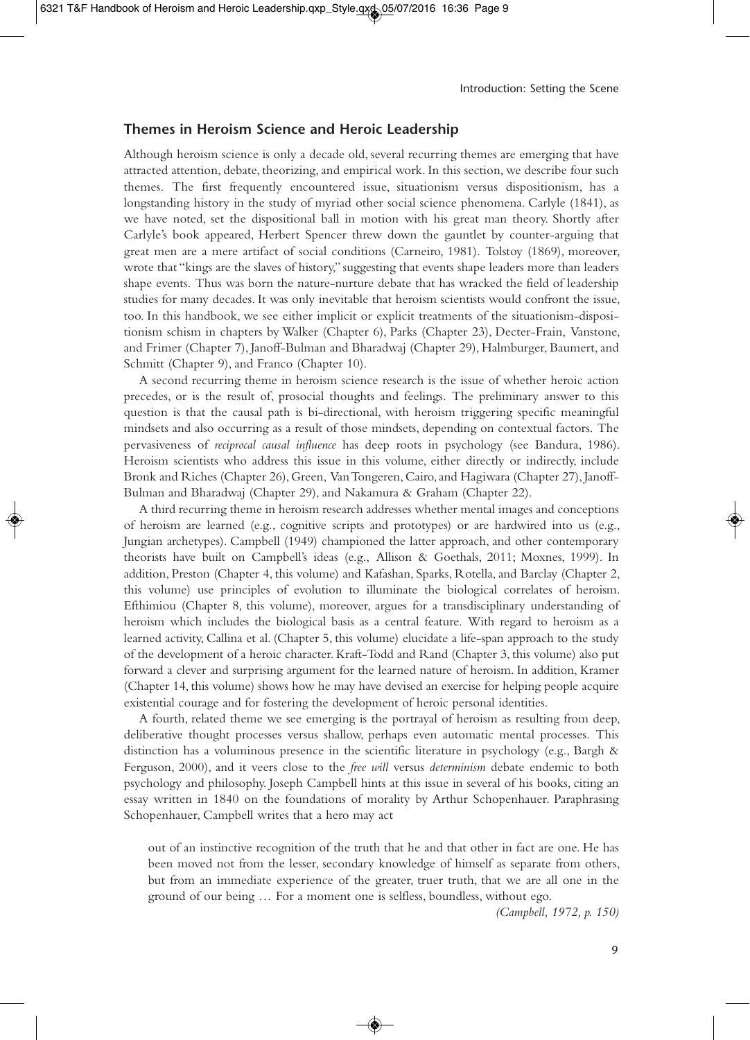## Themes in Heroism Science and Heroic Leadership

Although heroism science is only a decade old, several recurring themes are emerging that have attracted attention, debate, theorizing, and empirical work. In this section, we describe four such themes. The first frequently encountered issue, situationism versus dispositionism, has a longstanding history in the study of myriad other social science phenomena. Carlyle (1841), as we have noted, set the dispositional ball in motion with his great man theory. Shortly after Carlyle's book appeared, Herbert Spencer threw down the gauntlet by counter-arguing that great men are a mere artifact of social conditions (Carneiro, 1981). Tolstoy (1869), moreover, wrote that "kings are the slaves of history," suggesting that events shape leaders more than leaders shape events. Thus was born the nature-nurture debate that has wracked the field of leadership studies for many decades. It was only inevitable that heroism scientists would confront the issue, too. In this handbook, we see either implicit or explicit treatments of the situationism-dispositionism schism in chapters by Walker (Chapter 6), Parks (Chapter 23), Decter-Frain, Vanstone, and Frimer (Chapter 7), Janoff-Bulman and Bharadwaj (Chapter 29), Halmburger, Baumert, and Schmitt (Chapter 9), and Franco (Chapter 10).

A second recurring theme in heroism science research is the issue of whether heroic action precedes, or is the result of, prosocial thoughts and feelings. The preliminary answer to this question is that the causal path is bi-directional, with heroism triggering specific meaningful mindsets and also occurring as a result of those mindsets, depending on contextual factors. The pervasiveness of *reciprocal causal influence* has deep roots in psychology (see Bandura, 1986). Heroism scientists who address this issue in this volume, either directly or indirectly, include Bronk and Riches (Chapter 26), Green, Van Tongeren, Cairo, and Hagiwara (Chapter 27), Janoff-Bulman and Bharadwaj (Chapter 29), and Nakamura & Graham (Chapter 22).

A third recurring theme in heroism research addresses whether mental images and conceptions of heroism are learned (e.g., cognitive scripts and prototypes) or are hardwired into us (e.g., Jungian archetypes). Campbell (1949) championed the latter approach, and other contemporary theorists have built on Campbell's ideas (e.g., Allison & Goethals, 2011; Moxnes, 1999). In addition, Preston (Chapter 4, this volume) and Kafashan, Sparks, Rotella, and Barclay (Chapter 2, this volume) use principles of evolution to illuminate the biological correlates of heroism. Efthimiou (Chapter 8, this volume), moreover, argues for a transdisciplinary understanding of heroism which includes the biological basis as a central feature. With regard to heroism as a learned activity, Callina et al. (Chapter 5, this volume) elucidate a life-span approach to the study of the development of a heroic character. Kraft-Todd and Rand (Chapter 3, this volume) also put forward a clever and surprising argument for the learned nature of heroism. In addition, Kramer (Chapter 14, this volume) shows how he may have devised an exercise for helping people acquire existential courage and for fostering the development of heroic personal identities.

A fourth, related theme we see emerging is the portrayal of heroism as resulting from deep, deliberative thought processes versus shallow, perhaps even automatic mental processes. This distinction has a voluminous presence in the scientific literature in psychology (e.g., Bargh & Ferguson, 2000), and it veers close to the *free will* versus *determinism* debate endemic to both psychology and philosophy. Joseph Campbell hints at this issue in several of his books, citing an essay written in 1840 on the foundations of morality by Arthur Schopenhauer. Paraphrasing Schopenhauer, Campbell writes that a hero may act

> out of an instinctive recognition of the truth that he and that other in fact are one. He has been moved not from the lesser, secondary knowledge of himself as separate from others, but from an immediate experience of the greater, truer truth, that we are all one in the ground of our being … For a moment one is selfless, boundless, without ego.
>
> *(Campbell, 1972, p. 150)*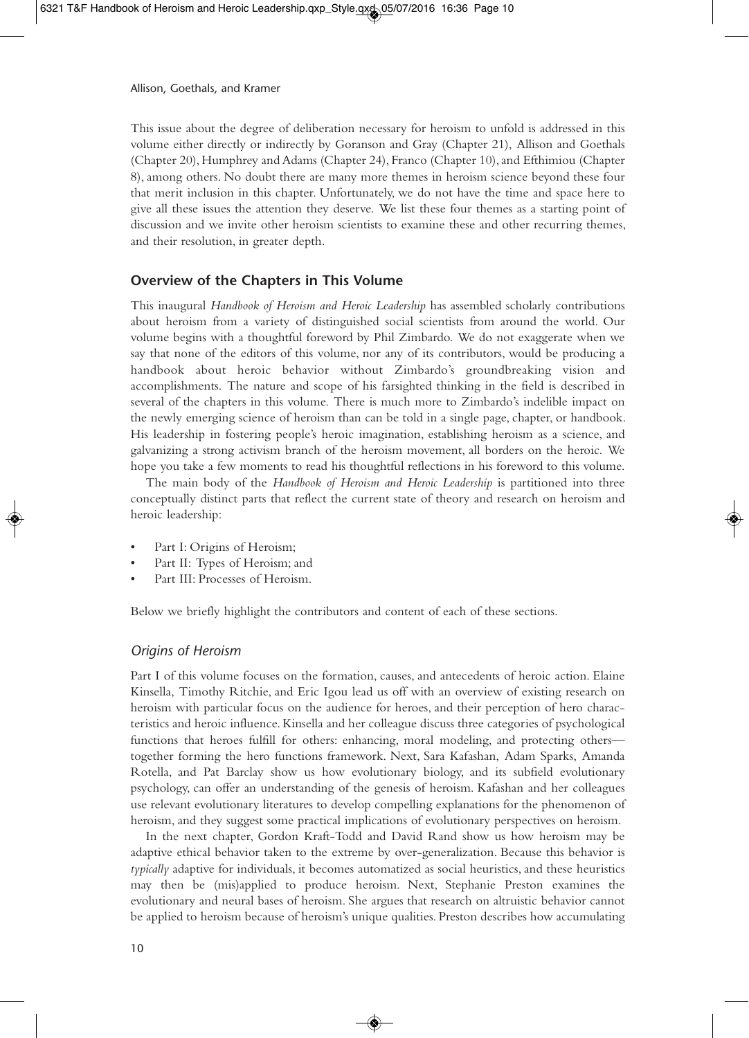This issue about the degree of deliberation necessary for heroism to unfold is addressed in this volume either directly or indirectly by Goranson and Gray (Chapter 21), Allison and Goethals (Chapter 20), Humphrey and Adams (Chapter 24), Franco (Chapter 10), and Efthimiou (Chapter 8), among others. No doubt there are many more themes in heroism science beyond these four that merit inclusion in this chapter. Unfortunately, we do not have the time and space here to give all these issues the attention they deserve. We list these four themes as a starting point of discussion and we invite other heroism scientists to examine these and other recurring themes, and their resolution, in greater depth.

## Overview of the Chapters in This Volume

This inaugural *Handbook of Heroism and Heroic Leadership* has assembled scholarly contributions about heroism from a variety of distinguished social scientists from around the world. Our volume begins with a thoughtful foreword by Phil Zimbardo. We do not exaggerate when we say that none of the editors of this volume, nor any of its contributors, would be producing a handbook about heroic behavior without Zimbardo's groundbreaking vision and accomplishments. The nature and scope of his farsighted thinking in the field is described in several of the chapters in this volume. There is much more to Zimbardo's indelible impact on the newly emerging science of heroism than can be told in a single page, chapter, or handbook. His leadership in fostering people's heroic imagination, establishing heroism as a science, and galvanizing a strong activism branch of the heroism movement, all borders on the heroic. We hope you take a few moments to read his thoughtful reflections in his foreword to this volume.

The main body of the *Handbook of Heroism and Heroic Leadership* is partitioned into three conceptually distinct parts that reflect the current state of theory and research on heroism and heroic leadership:

- Part I: Origins of Heroism;
- Part II: Types of Heroism; and
- Part III: Processes of Heroism.

Below we briefly highlight the contributors and content of each of these sections.

### *Origins of Heroism*

Part I of this volume focuses on the formation, causes, and antecedents of heroic action. Elaine Kinsella, Timothy Ritchie, and Eric Igou lead us off with an overview of existing research on heroism with particular focus on the audience for heroes, and their perception of hero characteristics and heroic influence. Kinsella and her colleague discuss three categories of psychological functions that heroes fulfill for others: enhancing, moral modeling, and protecting others—together forming the hero functions framework. Next, Sara Kafashan, Adam Sparks, Amanda Rotella, and Pat Barclay show us how evolutionary biology, and its subfield evolutionary psychology, can offer an understanding of the genesis of heroism. Kafashan and her colleagues use relevant evolutionary literatures to develop compelling explanations for the phenomenon of heroism, and they suggest some practical implications of evolutionary perspectives on heroism.

In the next chapter, Gordon Kraft-Todd and David Rand show us how heroism may be adaptive ethical behavior taken to the extreme by over-generalization. Because this behavior is *typically* adaptive for individuals, it becomes automatized as social heuristics, and these heuristics may then be (mis)applied to produce heroism. Next, Stephanie Preston examines the evolutionary and neural bases of heroism. She argues that research on altruistic behavior cannot be applied to heroism because of heroism's unique qualities. Preston describes how accumulating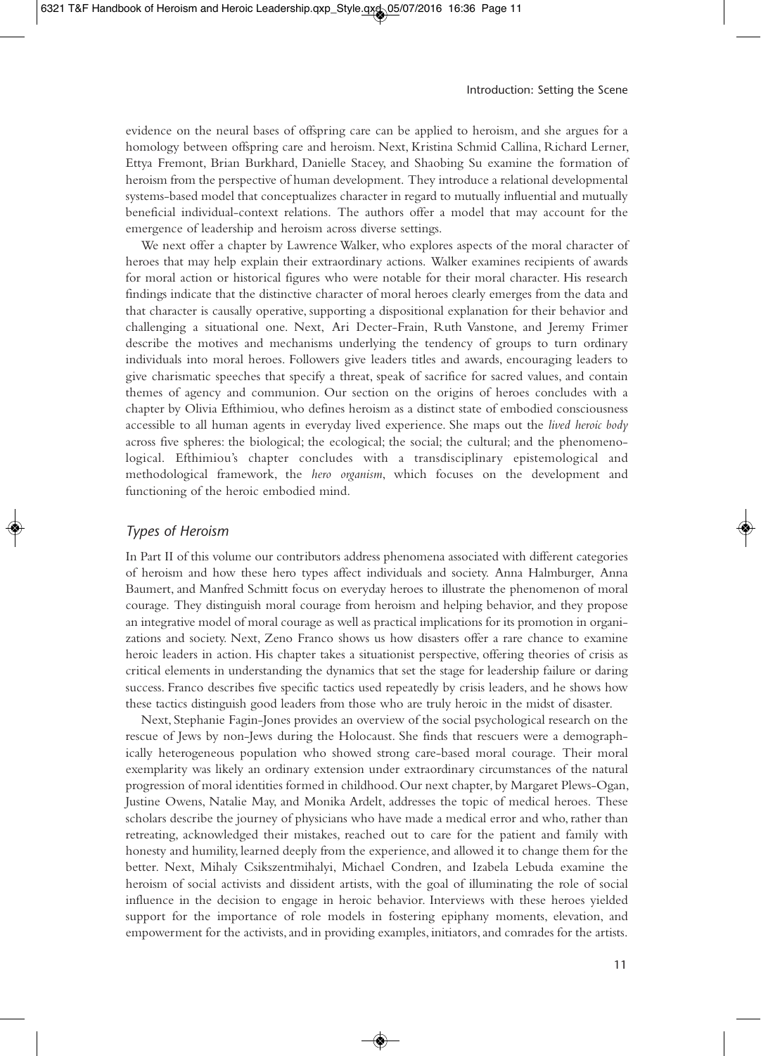evidence on the neural bases of offspring care can be applied to heroism, and she argues for a homology between offspring care and heroism. Next, Kristina Schmid Callina, Richard Lerner, Ettya Fremont, Brian Burkhard, Danielle Stacey, and Shaobing Su examine the formation of heroism from the perspective of human development. They introduce a relational developmental systems-based model that conceptualizes character in regard to mutually influential and mutually beneficial individual-context relations. The authors offer a model that may account for the emergence of leadership and heroism across diverse settings.

We next offer a chapter by Lawrence Walker, who explores aspects of the moral character of heroes that may help explain their extraordinary actions. Walker examines recipients of awards for moral action or historical figures who were notable for their moral character. His research findings indicate that the distinctive character of moral heroes clearly emerges from the data and that character is causally operative, supporting a dispositional explanation for their behavior and challenging a situational one. Next, Ari Decter-Frain, Ruth Vanstone, and Jeremy Frimer describe the motives and mechanisms underlying the tendency of groups to turn ordinary individuals into moral heroes. Followers give leaders titles and awards, encouraging leaders to give charismatic speeches that specify a threat, speak of sacrifice for sacred values, and contain themes of agency and communion. Our section on the origins of heroes concludes with a chapter by Olivia Efthimiou, who defines heroism as a distinct state of embodied consciousness accessible to all human agents in everyday lived experience. She maps out the *lived heroic body* across five spheres: the biological; the ecological; the social; the cultural; and the phenomenological. Efthimiou's chapter concludes with a transdisciplinary epistemological and methodological framework, the *hero organism*, which focuses on the development and functioning of the heroic embodied mind.

## *Types of Heroism*

In Part II of this volume our contributors address phenomena associated with different categories of heroism and how these hero types affect individuals and society. Anna Halmburger, Anna Baumert, and Manfred Schmitt focus on everyday heroes to illustrate the phenomenon of moral courage. They distinguish moral courage from heroism and helping behavior, and they propose an integrative model of moral courage as well as practical implications for its promotion in organizations and society. Next, Zeno Franco shows us how disasters offer a rare chance to examine heroic leaders in action. His chapter takes a situationist perspective, offering theories of crisis as critical elements in understanding the dynamics that set the stage for leadership failure or daring success. Franco describes five specific tactics used repeatedly by crisis leaders, and he shows how these tactics distinguish good leaders from those who are truly heroic in the midst of disaster.

Next, Stephanie Fagin-Jones provides an overview of the social psychological research on the rescue of Jews by non-Jews during the Holocaust. She finds that rescuers were a demographically heterogeneous population who showed strong care-based moral courage. Their moral exemplarity was likely an ordinary extension under extraordinary circumstances of the natural progression of moral identities formed in childhood. Our next chapter, by Margaret Plews-Ogan, Justine Owens, Natalie May, and Monika Ardelt, addresses the topic of medical heroes. These scholars describe the journey of physicians who have made a medical error and who, rather than retreating, acknowledged their mistakes, reached out to care for the patient and family with honesty and humility, learned deeply from the experience, and allowed it to change them for the better. Next, Mihaly Csikszentmihalyi, Michael Condren, and Izabela Lebuda examine the heroism of social activists and dissident artists, with the goal of illuminating the role of social influence in the decision to engage in heroic behavior. Interviews with these heroes yielded support for the importance of role models in fostering epiphany moments, elevation, and empowerment for the activists, and in providing examples, initiators, and comrades for the artists.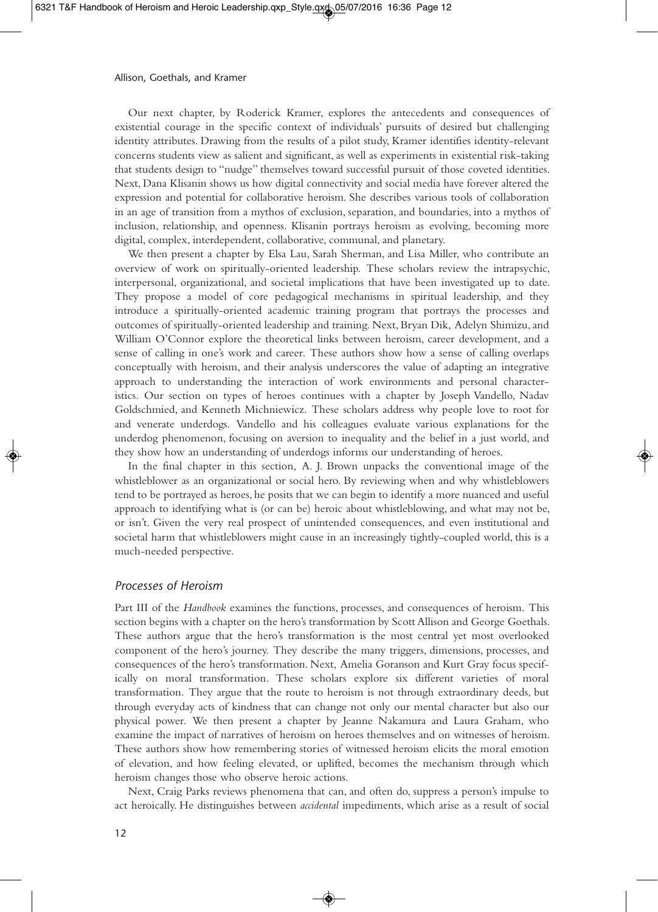Our next chapter, by Roderick Kramer, explores the antecedents and consequences of existential courage in the specific context of individuals' pursuits of desired but challenging identity attributes. Drawing from the results of a pilot study, Kramer identifies identity-relevant concerns students view as salient and significant, as well as experiments in existential risk-taking that students design to "nudge" themselves toward successful pursuit of those coveted identities. Next, Dana Klisanin shows us how digital connectivity and social media have forever altered the expression and potential for collaborative heroism. She describes various tools of collaboration in an age of transition from a mythos of exclusion, separation, and boundaries, into a mythos of inclusion, relationship, and openness. Klisanin portrays heroism as evolving, becoming more digital, complex, interdependent, collaborative, communal, and planetary.

We then present a chapter by Elsa Lau, Sarah Sherman, and Lisa Miller, who contribute an overview of work on spiritually-oriented leadership. These scholars review the intrapsychic, interpersonal, organizational, and societal implications that have been investigated up to date. They propose a model of core pedagogical mechanisms in spiritual leadership, and they introduce a spiritually-oriented academic training program that portrays the processes and outcomes of spiritually-oriented leadership and training. Next, Bryan Dik, Adelyn Shimizu, and William O'Connor explore the theoretical links between heroism, career development, and a sense of calling in one's work and career. These authors show how a sense of calling overlaps conceptually with heroism, and their analysis underscores the value of adapting an integrative approach to understanding the interaction of work environments and personal characteristics. Our section on types of heroes continues with a chapter by Joseph Vandello, Nadav Goldschmied, and Kenneth Michniewicz. These scholars address why people love to root for and venerate underdogs. Vandello and his colleagues evaluate various explanations for the underdog phenomenon, focusing on aversion to inequality and the belief in a just world, and they show how an understanding of underdogs informs our understanding of heroes.

In the final chapter in this section, A. J. Brown unpacks the conventional image of the whistleblower as an organizational or social hero. By reviewing when and why whistleblowers tend to be portrayed as heroes, he posits that we can begin to identify a more nuanced and useful approach to identifying what is (or can be) heroic about whistleblowing, and what may not be, or isn't. Given the very real prospect of unintended consequences, and even institutional and societal harm that whistleblowers might cause in an increasingly tightly-coupled world, this is a much-needed perspective.

## *Processes of Heroism*

Part III of the *Handbook* examines the functions, processes, and consequences of heroism. This section begins with a chapter on the hero's transformation by Scott Allison and George Goethals. These authors argue that the hero's transformation is the most central yet most overlooked component of the hero's journey. They describe the many triggers, dimensions, processes, and consequences of the hero's transformation. Next, Amelia Goranson and Kurt Gray focus specifically on moral transformation. These scholars explore six different varieties of moral transformation. They argue that the route to heroism is not through extraordinary deeds, but through everyday acts of kindness that can change not only our mental character but also our physical power. We then present a chapter by Jeanne Nakamura and Laura Graham, who examine the impact of narratives of heroism on heroes themselves and on witnesses of heroism. These authors show how remembering stories of witnessed heroism elicits the moral emotion of elevation, and how feeling elevated, or uplifted, becomes the mechanism through which heroism changes those who observe heroic actions.

Next, Craig Parks reviews phenomena that can, and often do, suppress a person's impulse to act heroically. He distinguishes between *accidental* impediments, which arise as a result of social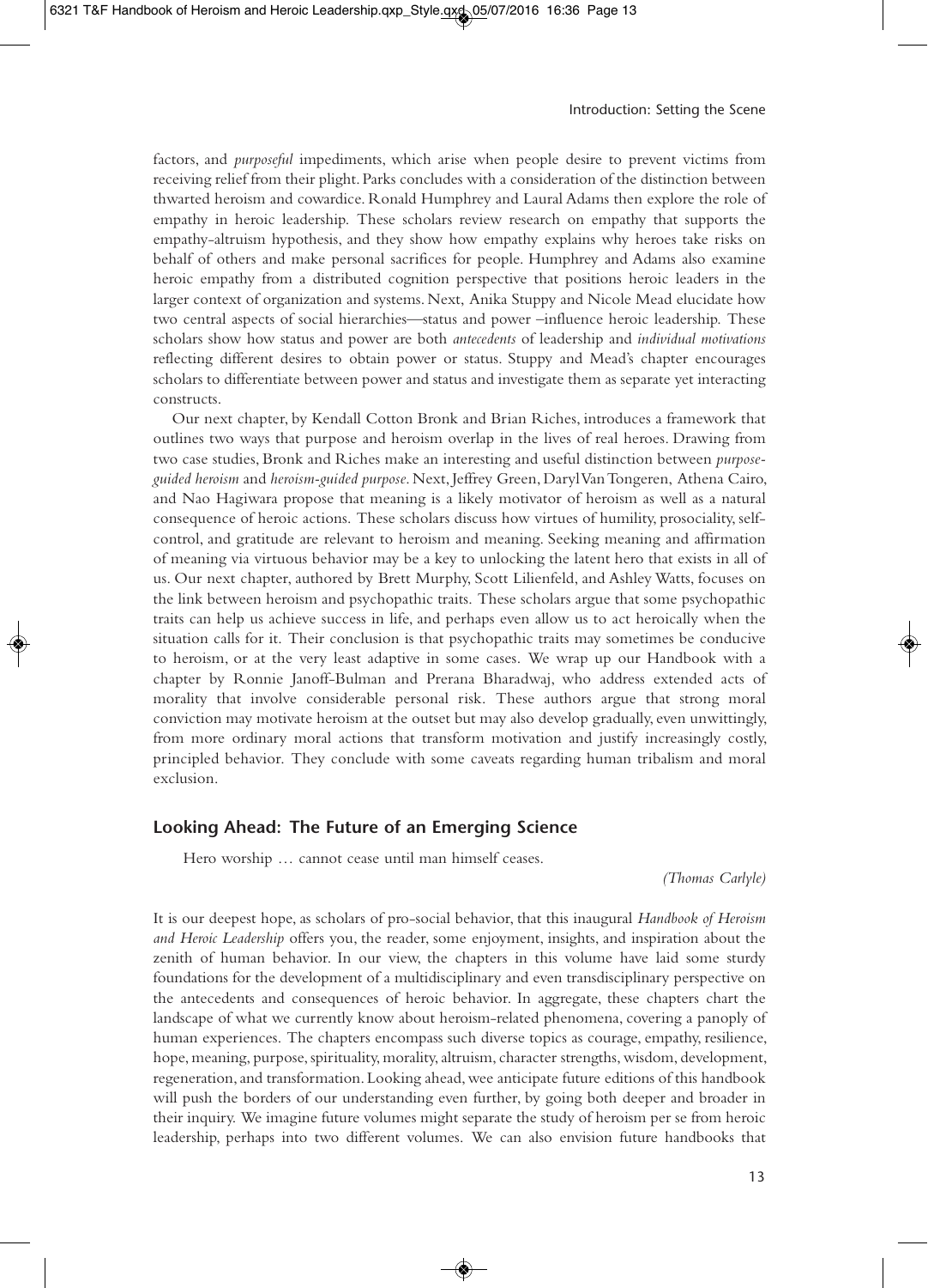factors, and *purposeful* impediments, which arise when people desire to prevent victims from receiving relief from their plight. Parks concludes with a consideration of the distinction between thwarted heroism and cowardice. Ronald Humphrey and Laural Adams then explore the role of empathy in heroic leadership. These scholars review research on empathy that supports the empathy-altruism hypothesis, and they show how empathy explains why heroes take risks on behalf of others and make personal sacrifices for people. Humphrey and Adams also examine heroic empathy from a distributed cognition perspective that positions heroic leaders in the larger context of organization and systems. Next, Anika Stuppy and Nicole Mead elucidate how two central aspects of social hierarchies—status and power –influence heroic leadership. These scholars show how status and power are both *antecedents* of leadership and *individual motivations* reflecting different desires to obtain power or status. Stuppy and Mead's chapter encourages scholars to differentiate between power and status and investigate them as separate yet interacting constructs.

Our next chapter, by Kendall Cotton Bronk and Brian Riches, introduces a framework that outlines two ways that purpose and heroism overlap in the lives of real heroes. Drawing from two case studies, Bronk and Riches make an interesting and useful distinction between *purpose-guided heroism* and *heroism-guided purpose*. Next, Jeffrey Green, Daryl Van Tongeren, Athena Cairo, and Nao Hagiwara propose that meaning is a likely motivator of heroism as well as a natural consequence of heroic actions. These scholars discuss how virtues of humility, prosociality, self-control, and gratitude are relevant to heroism and meaning. Seeking meaning and affirmation of meaning via virtuous behavior may be a key to unlocking the latent hero that exists in all of us. Our next chapter, authored by Brett Murphy, Scott Lilienfeld, and Ashley Watts, focuses on the link between heroism and psychopathic traits. These scholars argue that some psychopathic traits can help us achieve success in life, and perhaps even allow us to act heroically when the situation calls for it. Their conclusion is that psychopathic traits may sometimes be conducive to heroism, or at the very least adaptive in some cases. We wrap up our Handbook with a chapter by Ronnie Janoff-Bulman and Prerana Bharadwaj, who address extended acts of morality that involve considerable personal risk. These authors argue that strong moral conviction may motivate heroism at the outset but may also develop gradually, even unwittingly, from more ordinary moral actions that transform motivation and justify increasingly costly, principled behavior. They conclude with some caveats regarding human tribalism and moral exclusion.

## Looking Ahead: The Future of an Emerging Science

> Hero worship … cannot cease until man himself ceases.
>
> *(Thomas Carlyle)*

It is our deepest hope, as scholars of pro-social behavior, that this inaugural *Handbook of Heroism and Heroic Leadership* offers you, the reader, some enjoyment, insights, and inspiration about the zenith of human behavior. In our view, the chapters in this volume have laid some sturdy foundations for the development of a multidisciplinary and even transdisciplinary perspective on the antecedents and consequences of heroic behavior. In aggregate, these chapters chart the landscape of what we currently know about heroism-related phenomena, covering a panoply of human experiences. The chapters encompass such diverse topics as courage, empathy, resilience, hope, meaning, purpose, spirituality, morality, altruism, character strengths, wisdom, development, regeneration, and transformation. Looking ahead, wee anticipate future editions of this handbook will push the borders of our understanding even further, by going both deeper and broader in their inquiry. We imagine future volumes might separate the study of heroism per se from heroic leadership, perhaps into two different volumes. We can also envision future handbooks that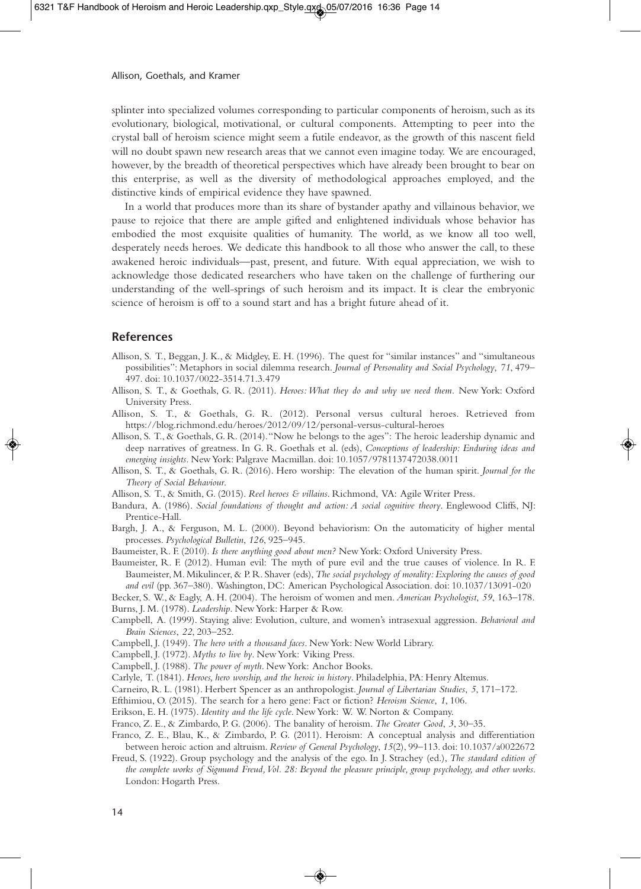splinter into specialized volumes corresponding to particular components of heroism, such as its evolutionary, biological, motivational, or cultural components. Attempting to peer into the crystal ball of heroism science might seem a futile endeavor, as the growth of this nascent field will no doubt spawn new research areas that we cannot even imagine today. We are encouraged, however, by the breadth of theoretical perspectives which have already been brought to bear on this enterprise, as well as the diversity of methodological approaches employed, and the distinctive kinds of empirical evidence they have spawned.

In a world that produces more than its share of bystander apathy and villainous behavior, we pause to rejoice that there are ample gifted and enlightened individuals whose behavior has embodied the most exquisite qualities of humanity. The world, as we know all too well, desperately needs heroes. We dedicate this handbook to all those who answer the call, to these awakened heroic individuals—past, present, and future. With equal appreciation, we wish to acknowledge those dedicated researchers who have taken on the challenge of furthering our understanding of the well-springs of such heroism and its impact. It is clear the embryonic science of heroism is off to a sound start and has a bright future ahead of it.

## References

Allison, S. T., Beggan, J. K., & Midgley, E. H. (1996). The quest for "similar instances" and "simultaneous possibilities": Metaphors in social dilemma research. *Journal of Personality and Social Psychology*, *71*, 479–497. doi: 10.1037/0022-3514.71.3.479

Allison, S. T., & Goethals, G. R. (2011). *Heroes: What they do and why we need them.* New York: Oxford University Press.

Allison, S. T., & Goethals, G. R. (2012). Personal versus cultural heroes. Retrieved from https://blog.richmond.edu/heroes/2012/09/12/personal-versus-cultural-heroes

Allison, S. T., & Goethals, G. R. (2014). "Now he belongs to the ages": The heroic leadership dynamic and deep narratives of greatness. In G. R. Goethals et al. (eds), *Conceptions of leadership: Enduring ideas and emerging insights*. New York: Palgrave Macmillan. doi: 10.1057/9781137472038.0011

Allison, S. T., & Goethals, G. R. (2016). Hero worship: The elevation of the human spirit. *Journal for the Theory of Social Behaviour*.

Allison, S. T., & Smith, G. (2015). *Reel heroes & villains*. Richmond, VA: Agile Writer Press.

Bandura, A. (1986). *Social foundations of thought and action: A social cognitive theory*. Englewood Cliffs, NJ: Prentice-Hall.

Bargh, J. A., & Ferguson, M. L. (2000). Beyond behaviorism: On the automaticity of higher mental processes. *Psychological Bulletin*, *126*, 925–945.

Baumeister, R. F. (2010). *Is there anything good about men?* New York: Oxford University Press.

Baumeister, R. F. (2012). Human evil: The myth of pure evil and the true causes of violence. In R. F. Baumeister, M. Mikulincer, & P. R. Shaver (eds), *The social psychology of morality: Exploring the causes of good and evil* (pp. 367–380). Washington, DC: American Psychological Association. doi: 10.1037/13091-020

Becker, S. W., & Eagly, A. H. (2004). The heroism of women and men. *American Psychologist*, *59*, 163–178.

Burns, J. M. (1978). *Leadership*. New York: Harper & Row.

Campbell, A. (1999). Staying alive: Evolution, culture, and women's intrasexual aggression. *Behavioral and Brain Sciences*, *22*, 203–252.

Campbell, J. (1949). *The hero with a thousand faces*. New York: New World Library.

Campbell, J. (1972). *Myths to live by*. New York: Viking Press.

Campbell, J. (1988). *The power of myth*. New York: Anchor Books.

Carlyle, T. (1841). *Heroes, hero worship, and the heroic in history*. Philadelphia, PA: Henry Altemus.

Carneiro, R. L. (1981). Herbert Spencer as an anthropologist. *Journal of Libertarian Studies*, *5*, 171–172.

Efthimiou, O. (2015). The search for a hero gene: Fact or fiction? *Heroism Science*, *1*, 106.

Erikson, E. H. (1975). *Identity and the life cycle*. New York: W. W. Norton & Company.

Franco, Z. E., & Zimbardo, P. G. (2006). The banality of heroism. *The Greater Good*, *3*, 30–35.

Franco, Z. E., Blau, K., & Zimbardo, P. G. (2011). Heroism: A conceptual analysis and differentiation between heroic action and altruism. *Review of General Psychology*, *15*(2), 99–113. doi: 10.1037/a0022672

Freud, S. (1922). Group psychology and the analysis of the ego. In J. Strachey (ed.), *The standard edition of the complete works of Sigmund Freud, Vol. 28: Beyond the pleasure principle, group psychology, and other works*. London: Hogarth Press.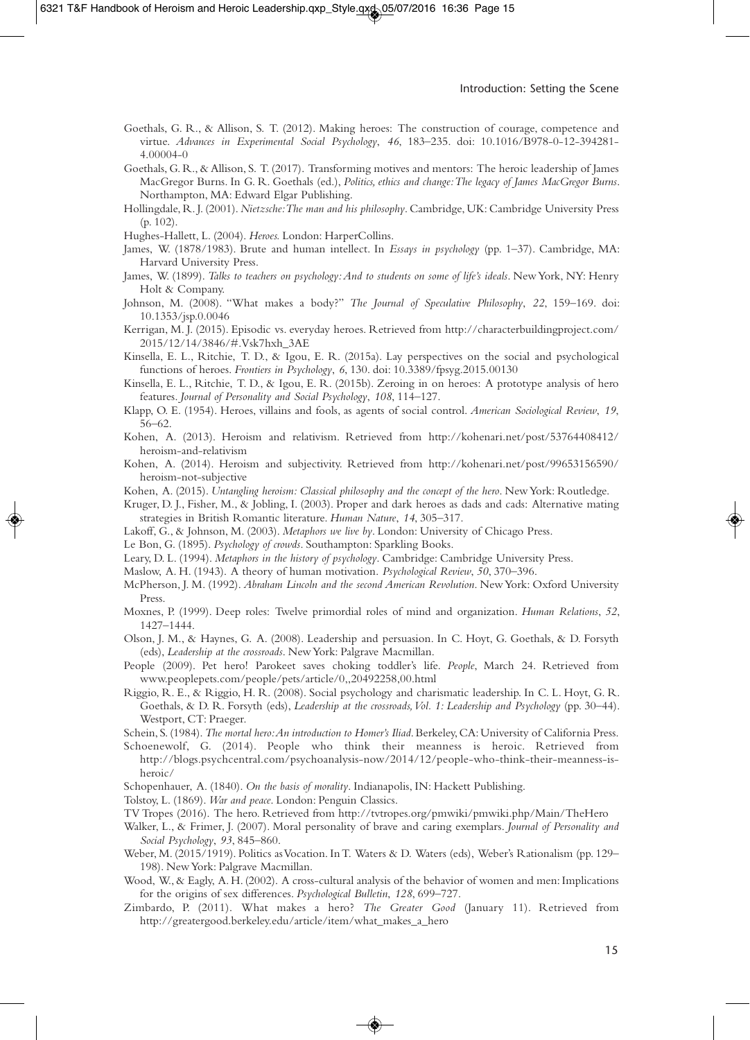Goethals, G. R., & Allison, S. T. (2012). Making heroes: The construction of courage, competence and virtue. *Advances in Experimental Social Psychology*, *46*, 183–235. doi: 10.1016/B978-0-12-394281-4.00004-0

Goethals, G. R., & Allison, S. T. (2017). Transforming motives and mentors: The heroic leadership of James MacGregor Burns. In G. R. Goethals (ed.), *Politics, ethics and change: The legacy of James MacGregor Burns*. Northampton, MA: Edward Elgar Publishing.

Hollingdale, R. J. (2001). *Nietzsche: The man and his philosophy*. Cambridge, UK: Cambridge University Press (p. 102).

Hughes-Hallett, L. (2004). *Heroes*. London: HarperCollins.

James, W. (1878/1983). Brute and human intellect. In *Essays in psychology* (pp. 1–37). Cambridge, MA: Harvard University Press.

James, W. (1899). *Talks to teachers on psychology: And to students on some of life's ideals*. New York, NY: Henry Holt & Company.

Johnson, M. (2008). "What makes a body?" *The Journal of Speculative Philosophy*, *22*, 159–169. doi: 10.1353/jsp.0.0046

Kerrigan, M. J. (2015). Episodic vs. everyday heroes. Retrieved from http://characterbuildingproject.com/2015/12/14/3846/#.Vsk7hxh_3AE

Kinsella, E. L., Ritchie, T. D., & Igou, E. R. (2015a). Lay perspectives on the social and psychological functions of heroes. *Frontiers in Psychology*, *6*, 130. doi: 10.3389/fpsyg.2015.00130

Kinsella, E. L., Ritchie, T. D., & Igou, E. R. (2015b). Zeroing in on heroes: A prototype analysis of hero features. *Journal of Personality and Social Psychology*, *108*, 114–127.

Klapp, O. E. (1954). Heroes, villains and fools, as agents of social control. *American Sociological Review*, *19*, 56–62.

Kohen, A. (2013). Heroism and relativism. Retrieved from http://kohenari.net/post/53764408412/heroism-and-relativism

Kohen, A. (2014). Heroism and subjectivity. Retrieved from http://kohenari.net/post/99653156590/heroism-not-subjective

Kohen, A. (2015). *Untangling heroism: Classical philosophy and the concept of the hero*. New York: Routledge.

Kruger, D. J., Fisher, M., & Jobling, I. (2003). Proper and dark heroes as dads and cads: Alternative mating strategies in British Romantic literature. *Human Nature*, *14*, 305–317.

Lakoff, G., & Johnson, M. (2003). *Metaphors we live by*. London: University of Chicago Press.

Le Bon, G. (1895). *Psychology of crowds*. Southampton: Sparkling Books.

Leary, D. L. (1994). *Metaphors in the history of psychology*. Cambridge: Cambridge University Press.

Maslow, A. H. (1943). A theory of human motivation. *Psychological Review*, *50*, 370–396.

McPherson, J. M. (1992). *Abraham Lincoln and the second American Revolution*. New York: Oxford University Press.

Moxnes, P. (1999). Deep roles: Twelve primordial roles of mind and organization. *Human Relations*, *52*, 1427–1444.

Olson, J. M., & Haynes, G. A. (2008). Leadership and persuasion. In C. Hoyt, G. Goethals, & D. Forsyth (eds), *Leadership at the crossroads*. New York: Palgrave Macmillan.

People (2009). Pet hero! Parokeet saves choking toddler's life. *People*, March 24. Retrieved from www.peoplepets.com/people/pets/article/0,,20492258,00.html

Riggio, R. E., & Riggio, H. R. (2008). Social psychology and charismatic leadership. In C. L. Hoyt, G. R. Goethals, & D. R. Forsyth (eds), *Leadership at the crossroads, Vol. 1: Leadership and Psychology* (pp. 30–44). Westport, CT: Praeger.

Schein, S. (1984). *The mortal hero: An introduction to Homer's Iliad*. Berkeley, CA: University of California Press.

Schoenewolf, G. (2014). People who think their meanness is heroic. Retrieved from http://blogs.psychcentral.com/psychoanalysis-now/2014/12/people-who-think-their-meanness-is-heroic/

Schopenhauer, A. (1840). *On the basis of morality*. Indianapolis, IN: Hackett Publishing.

Tolstoy, L. (1869). *War and peace*. London: Penguin Classics.

TV Tropes (2016). The hero. Retrieved from http://tvtropes.org/pmwiki/pmwiki.php/Main/TheHero

Walker, L., & Frimer, J. (2007). Moral personality of brave and caring exemplars. *Journal of Personality and Social Psychology*, *93*, 845–860.

Weber, M. (2015/1919). Politics as Vocation. In T. Waters & D. Waters (eds), Weber's Rationalism (pp. 129–198). New York: Palgrave Macmillan.

Wood, W., & Eagly, A. H. (2002). A cross-cultural analysis of the behavior of women and men: Implications for the origins of sex differences. *Psychological Bulletin*, *128*, 699–727.

Zimbardo, P. (2011). What makes a hero? *The Greater Good* (January 11). Retrieved from http://greatergood.berkeley.edu/article/item/what_makes_a_hero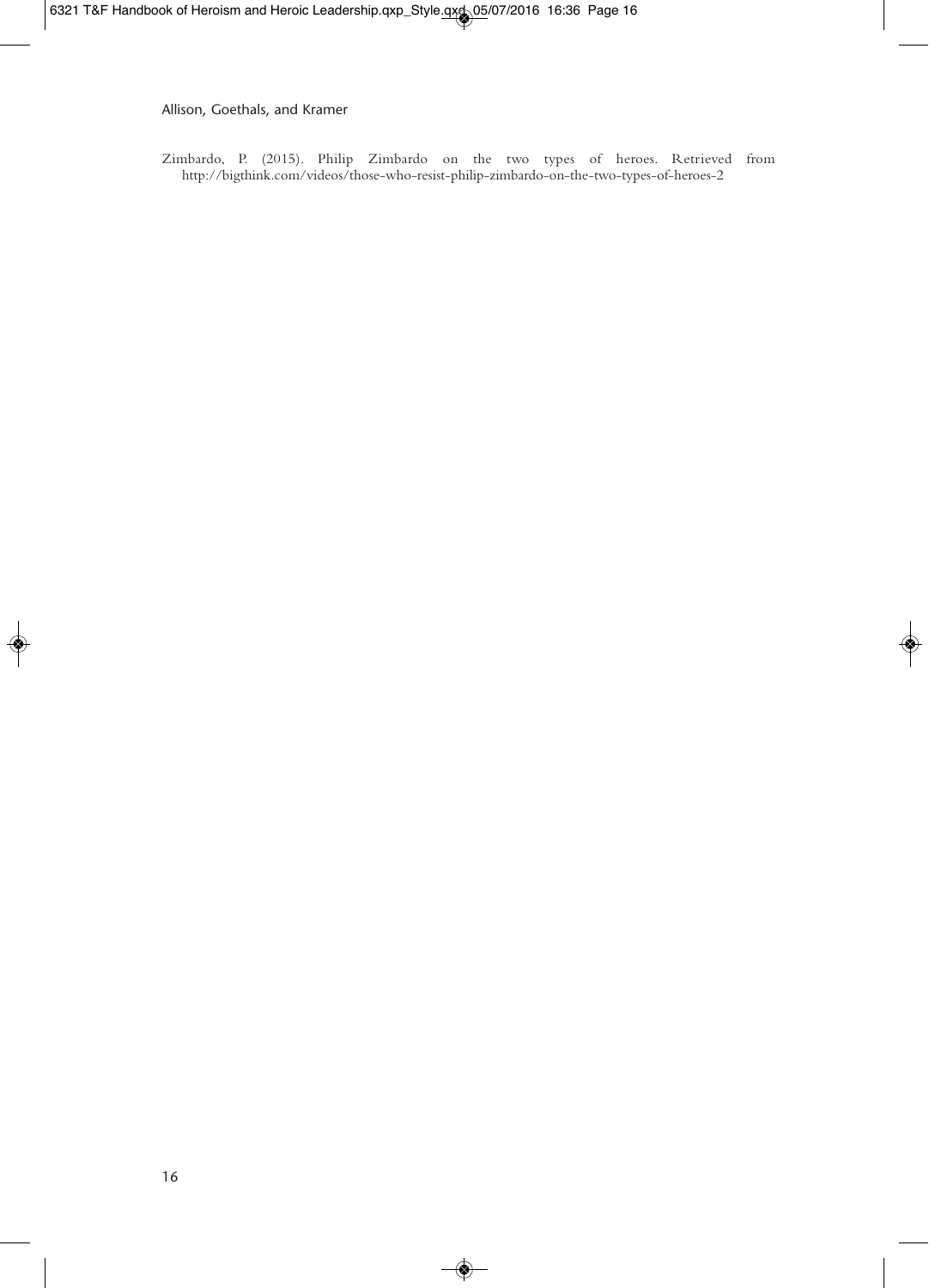Zimbardo, P. (2015). Philip Zimbardo on the two types of heroes. Retrieved from http://bigthink.com/videos/those-who-resist-philip-zimbardo-on-the-two-types-of-heroes-2